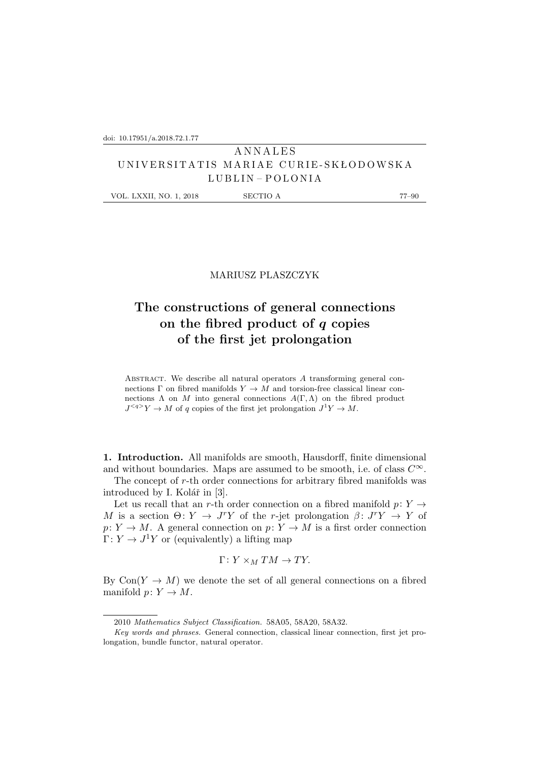doi: 10.17951/a.2018.72.1.77

MARIUSZ PLASZCZYK

# The constructions of general connections on the fibred product of $q$ copies of the first jet prolongation

Abstract. We describe all natural operators $A$ transforming general connections $\Gamma$ on fibred manifolds $Y \to M$ and torsion-free classical linear connections $\Lambda$ on $M$ into general connections $A(\Gamma, \Lambda)$ on the fibred product $J^{<q>}Y \to M$ of $q$ copies of the first jet prolongation $J^1Y \to M$.

**1. Introduction.** All manifolds are smooth, Hausdorff, finite dimensional and without boundaries. Maps are assumed to be smooth, i.e. of class $C^\infty$.

The concept of $r$-th order connections for arbitrary fibred manifolds was introduced by I. Kolář in [3].

Let us recall that an $r$-th order connection on a fibred manifold $p\colon Y \to M$ is a section $\Theta\colon Y \to J^rY$ of the $r$-jet prolongation $\beta\colon J^rY \to Y$ of $p\colon Y \to M$. A general connection on $p\colon Y \to M$ is a first order connection $\Gamma\colon Y \to J^1Y$ or (equivalently) a lifting map

$$\Gamma\colon Y \times_M TM \to TY.$$

By $\mathrm{Con}(Y \to M)$ we denote the set of all general connections on a fibred manifold $p\colon Y \to M$.

2010 *Mathematics Subject Classification.* 58A05, 58A20, 58A32.

*Key words and phrases.* General connection, classical linear connection, first jet prolongation, bundle functor, natural operator.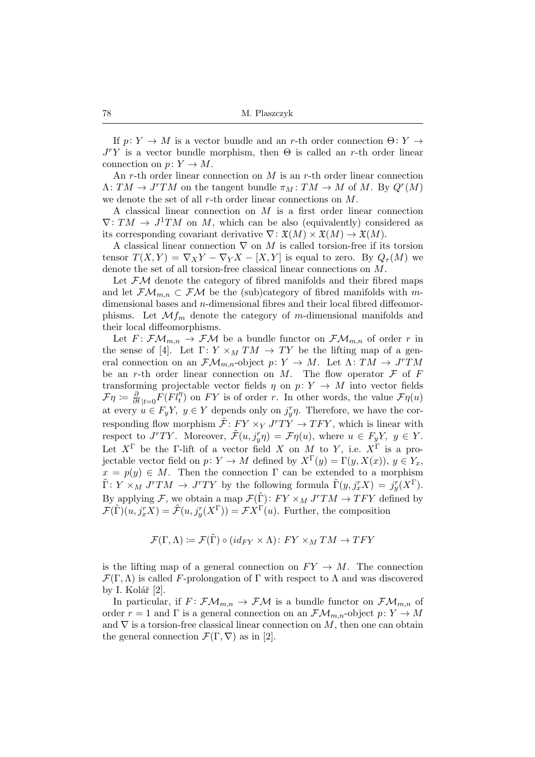If $p\colon Y \to M$ is a vector bundle and an $r$-th order connection $\Theta\colon Y \to J^rY$ is a vector bundle morphism, then $\Theta$ is called an $r$-th order linear connection on $p\colon Y \to M$.

An $r$-th order linear connection on $M$ is an $r$-th order linear connection $\Lambda\colon TM \to J^rTM$ on the tangent bundle $\pi_M\colon TM \to M$ of $M$. By $Q^r(M)$ we denote the set of all $r$-th order linear connections on $M$.

A classical linear connection on $M$ is a first order linear connection $\nabla\colon TM \to J^1TM$ on $M$, which can be also (equivalently) considered as its corresponding covariant derivative $\nabla\colon \mathfrak{X}(M) \times \mathfrak{X}(M) \to \mathfrak{X}(M)$.

A classical linear connection $\nabla$ on $M$ is called torsion-free if its torsion tensor $T(X,Y) = \nabla_X Y - \nabla_Y X - [X,Y]$ is equal to zero. By $Q_\tau(M)$ we denote the set of all torsion-free classical linear connections on $M$.

Let $\mathcal{FM}$ denote the category of fibred manifolds and their fibred maps and let $\mathcal{FM}_{m,n} \subset \mathcal{FM}$ be the (sub)category of fibred manifolds with $m$-dimensional bases and $n$-dimensional fibres and their local fibred diffeomorphisms. Let $\mathcal{M}f_m$ denote the category of $m$-dimensional manifolds and their local diffeomorphisms.

Let $F\colon \mathcal{FM}_{m,n} \to \mathcal{FM}$ be a bundle functor on $\mathcal{FM}_{m,n}$ of order $r$ in the sense of [4]. Let $\Gamma\colon Y \times_M TM \to TY$ be the lifting map of a general connection on an $\mathcal{FM}_{m,n}$-object $p\colon Y \to M$. Let $\Lambda\colon TM \to J^rTM$ be an $r$-th order linear connection on $M$. The flow operator $\mathcal{F}$ of $F$ transforming projectable vector fields $\eta$ on $p\colon Y \to M$ into vector fields $\mathcal{F}\eta \coloneqq \frac{\partial}{\partial t}_{|t=0} F(Fl_t^\eta)$ on $FY$ is of order $r$. In other words, the value $\mathcal{F}\eta(u)$ at every $u \in F_yY$, $y \in Y$ depends only on $j_y^r\eta$. Therefore, we have the corresponding flow morphism $\tilde{\mathcal{F}}\colon FY \times_Y J^rTY \to TFY$, which is linear with respect to $J^rTY$. Moreover, $\tilde{\mathcal{F}}(u, j_y^r\eta) = \mathcal{F}\eta(u)$, where $u \in F_yY$, $y \in Y$. Let $X^\Gamma$ be the $\Gamma$-lift of a vector field $X$ on $M$ to $Y$, i.e. $X^\Gamma$ is a projectable vector field on $p\colon Y \to M$ defined by $X^\Gamma(y) = \Gamma(y, X(x))$, $y \in Y_x$, $x = p(y) \in M$. Then the connection $\Gamma$ can be extended to a morphism $\tilde{\Gamma}\colon Y \times_M J^rTM \to J^rTY$ by the following formula $\tilde{\Gamma}(y, j_x^rX) = j_y^r(X^\Gamma)$. By applying $\mathcal{F}$, we obtain a map $\mathcal{F}(\tilde{\Gamma})\colon FY \times_M J^rTM \to TFY$ defined by $\mathcal{F}(\tilde{\Gamma})(u, j_x^rX) = \tilde{\mathcal{F}}(u, j_y^r(X^\Gamma)) = \mathcal{F}X^\Gamma(u)$. Further, the composition

$$\mathcal{F}(\Gamma, \Lambda) \coloneqq \mathcal{F}(\tilde{\Gamma}) \circ (id_{FY} \times \Lambda)\colon FY \times_M TM \to TFY$$

is the lifting map of a general connection on $FY \to M$. The connection $\mathcal{F}(\Gamma, \Lambda)$ is called $F$-prolongation of $\Gamma$ with respect to $\Lambda$ and was discovered by I. Kolář [2].

In particular, if $F\colon \mathcal{FM}_{m,n} \to \mathcal{FM}$ is a bundle functor on $\mathcal{FM}_{m,n}$ of order $r = 1$ and $\Gamma$ is a general connection on an $\mathcal{FM}_{m,n}$-object $p\colon Y \to M$ and $\nabla$ is a torsion-free classical linear connection on $M$, then one can obtain the general connection $\mathcal{F}(\Gamma, \nabla)$ as in [2].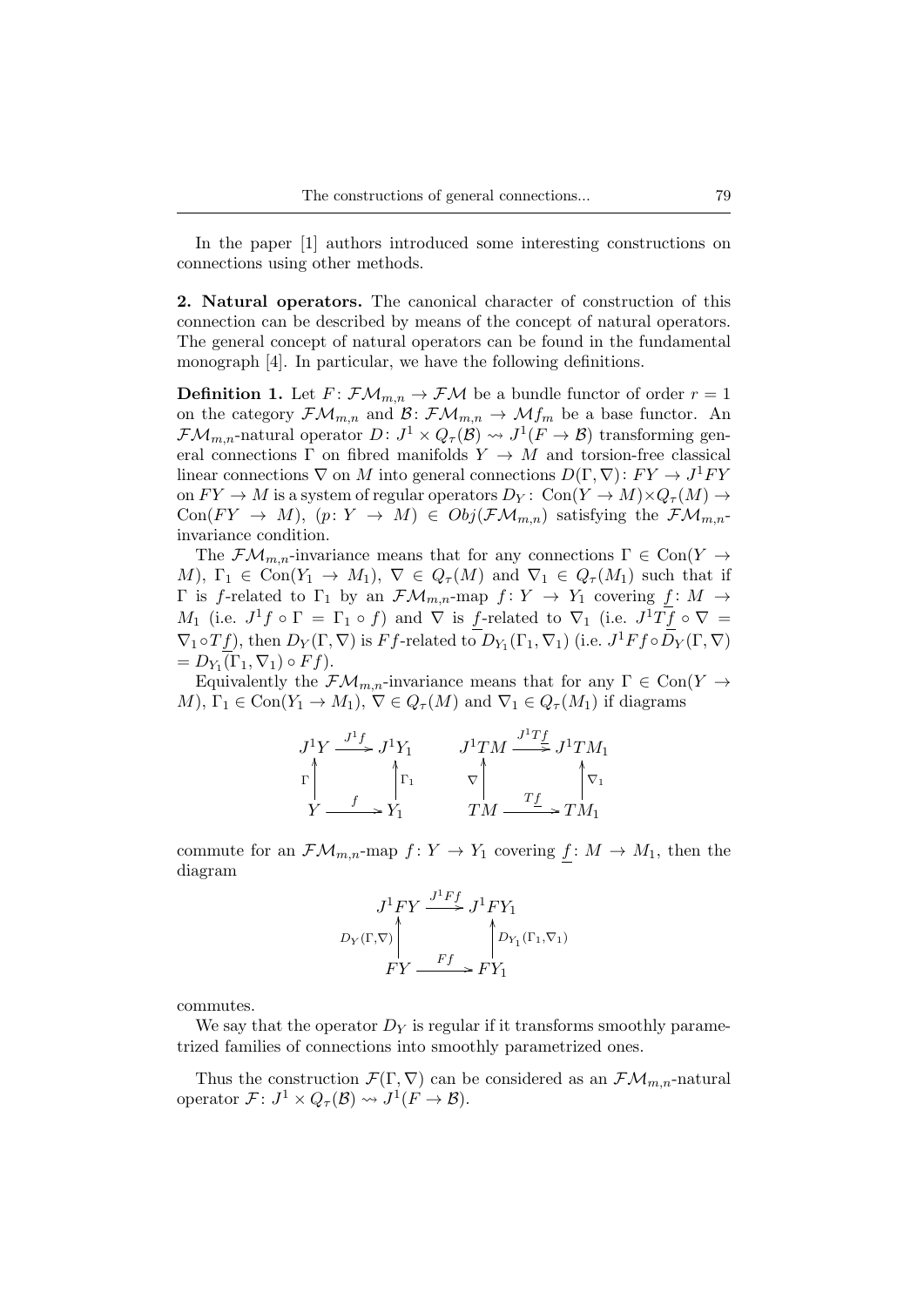In the paper [1] authors introduced some interesting constructions on connections using other methods.

**2. Natural operators.** The canonical character of construction of this connection can be described by means of the concept of natural operators. The general concept of natural operators can be found in the fundamental monograph [4]. In particular, we have the following definitions.

**Definition 1.** Let $F\colon \mathcal{FM}_{m,n} \to \mathcal{FM}$ be a bundle functor of order $r = 1$ on the category $\mathcal{FM}_{m,n}$ and $\mathcal{B}\colon \mathcal{FM}_{m,n} \to \mathcal{M}f_m$ be a base functor. An $\mathcal{FM}_{m,n}$-natural operator $D\colon J^1 \times Q_\tau(\mathcal{B}) \rightsquigarrow J^1(F \to \mathcal{B})$ transforming general connections $\Gamma$ on fibred manifolds $Y \to M$ and torsion-free classical linear connections $\nabla$ on $M$ into general connections $D(\Gamma, \nabla)\colon FY \to J^1FY$ on $FY \to M$ is a system of regular operators $D_Y\colon \operatorname{Con}(Y \to M) \times Q_\tau(M) \to \operatorname{Con}(FY \to M)$, $(p\colon Y \to M) \in Obj(\mathcal{FM}_{m,n})$ satisfying the $\mathcal{FM}_{m,n}$-invariance condition.

The $\mathcal{FM}_{m,n}$-invariance means that for any connections $\Gamma \in \operatorname{Con}(Y \to M)$, $\Gamma_1 \in \operatorname{Con}(Y_1 \to M_1)$, $\nabla \in Q_\tau(M)$ and $\nabla_1 \in Q_\tau(M_1)$ such that if $\Gamma$ is $f$-related to $\Gamma_1$ by an $\mathcal{FM}_{m,n}$-map $f\colon Y \to Y_1$ covering $\underline{f}\colon M \to M_1$ (i.e. $J^1 f \circ \Gamma = \Gamma_1 \circ f$) and $\nabla$ is $\underline{f}$-related to $\nabla_1$ (i.e. $J^1 T\underline{f} \circ \nabla = \nabla_1 \circ T\underline{f}$), then $D_Y(\Gamma, \nabla)$ is $Ff$-related to $D_{Y_1}(\Gamma_1, \nabla_1)$ (i.e. $J^1 Ff \circ D_Y(\Gamma, \nabla) = D_{Y_1}(\Gamma_1, \nabla_1) \circ Ff$).

Equivalently the $\mathcal{FM}_{m,n}$-invariance means that for any $\Gamma \in \operatorname{Con}(Y \to M)$, $\Gamma_1 \in \operatorname{Con}(Y_1 \to M_1)$, $\nabla \in Q_\tau(M)$ and $\nabla_1 \in Q_\tau(M_1)$ if diagrams

$$
\begin{array}{ccc}
J^1Y & \xrightarrow{J^1 f} & J^1Y_1 \\
\Gamma \uparrow & & \uparrow \Gamma_1 \\
Y & \xrightarrow{f} & Y_1
\end{array}
\qquad\qquad
\begin{array}{ccc}
J^1TM & \xrightarrow{J^1 T\underline{f}} & J^1TM_1 \\
\nabla \uparrow & & \uparrow \nabla_1 \\
TM & \xrightarrow{T\underline{f}} & TM_1
\end{array}
$$

commute for an $\mathcal{FM}_{m,n}$-map $f\colon Y \to Y_1$ covering $\underline{f}\colon M \to M_1$, then the diagram

$$
\begin{array}{ccc}
J^1FY & \xrightarrow{J^1 Ff} & J^1FY_1 \\
D_Y(\Gamma,\nabla) \uparrow & & \uparrow D_{Y_1}(\Gamma_1,\nabla_1) \\
FY & \xrightarrow{Ff} & FY_1
\end{array}
$$

commutes.

We say that the operator $D_Y$ is regular if it transforms smoothly parametrized families of connections into smoothly parametrized ones.

Thus the construction $\mathcal{F}(\Gamma, \nabla)$ can be considered as an $\mathcal{FM}_{m,n}$-natural operator $\mathcal{F}\colon J^1 \times Q_\tau(\mathcal{B}) \rightsquigarrow J^1(F \to \mathcal{B})$.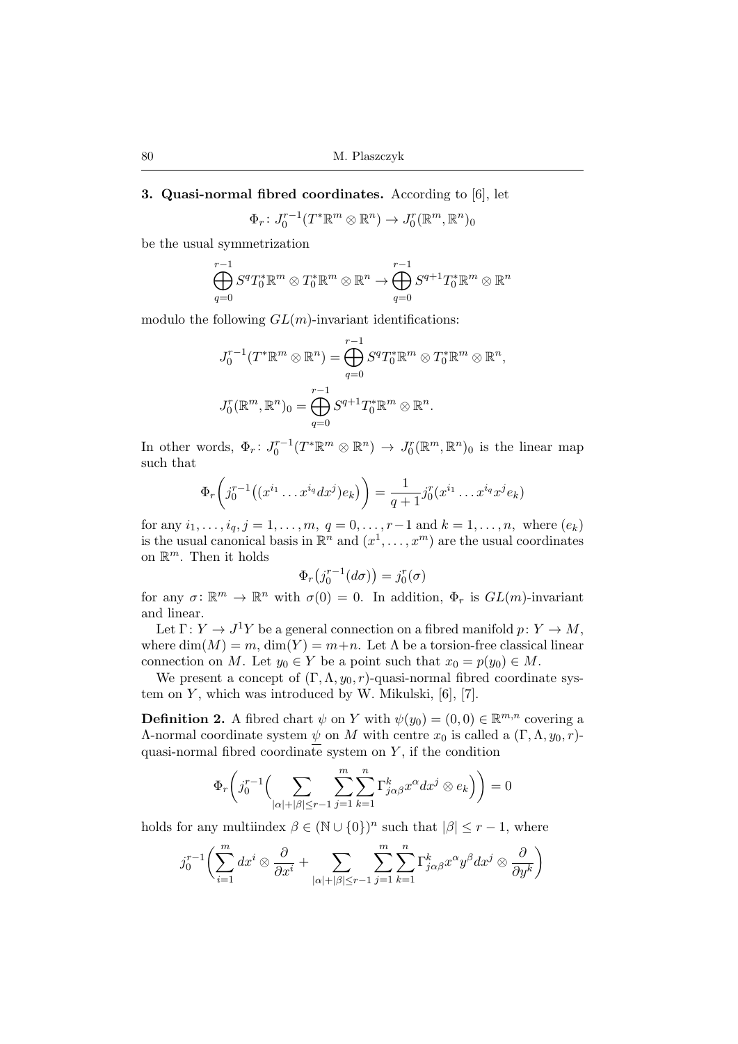**3. Quasi-normal fibred coordinates.** According to [6], let

$$\Phi_r\colon J_0^{r-1}(T^*\mathbb{R}^m\otimes\mathbb{R}^n)\to J_0^r(\mathbb{R}^m,\mathbb{R}^n)_0$$

be the usual symmetrization

$$\bigoplus_{q=0}^{r-1} S^qT_0^*\mathbb{R}^m\otimes T_0^*\mathbb{R}^m\otimes\mathbb{R}^n\to\bigoplus_{q=0}^{r-1} S^{q+1}T_0^*\mathbb{R}^m\otimes\mathbb{R}^n$$

modulo the following $GL(m)$-invariant identifications:

$$J_0^{r-1}(T^*\mathbb{R}^m\otimes\mathbb{R}^n)=\bigoplus_{q=0}^{r-1} S^qT_0^*\mathbb{R}^m\otimes T_0^*\mathbb{R}^m\otimes\mathbb{R}^n,$$

$$J_0^r(\mathbb{R}^m,\mathbb{R}^n)_0=\bigoplus_{q=0}^{r-1} S^{q+1}T_0^*\mathbb{R}^m\otimes\mathbb{R}^n.$$

In other words, $\Phi_r\colon J_0^{r-1}(T^*\mathbb{R}^m\otimes\mathbb{R}^n)\to J_0^r(\mathbb{R}^m,\mathbb{R}^n)_0$ is the linear map such that

$$\Phi_r\Big(j_0^{r-1}\big((x^{i_1}\dots x^{i_q}dx^j)e_k\big)\Big)=\frac{1}{q+1}j_0^r(x^{i_1}\dots x^{i_q}x^je_k)$$

for any $i_1,\dots,i_q,j=1,\dots,m$, $q=0,\dots,r-1$ and $k=1,\dots,n$, where $(e_k)$ is the usual canonical basis in $\mathbb{R}^n$ and $(x^1,\dots,x^m)$ are the usual coordinates on $\mathbb{R}^m$. Then it holds

$$\Phi_r\big(j_0^{r-1}(d\sigma)\big)=j_0^r(\sigma)$$

for any $\sigma\colon\mathbb{R}^m\to\mathbb{R}^n$ with $\sigma(0)=0$. In addition, $\Phi_r$ is $GL(m)$-invariant and linear.

Let $\Gamma\colon Y\to J^1Y$ be a general connection on a fibred manifold $p\colon Y\to M$, where $\dim(M)=m$, $\dim(Y)=m+n$. Let $\Lambda$ be a torsion-free classical linear connection on $M$. Let $y_0\in Y$ be a point such that $x_0=p(y_0)\in M$.

We present a concept of $(\Gamma,\Lambda,y_0,r)$-quasi-normal fibred coordinate system on $Y$, which was introduced by W. Mikulski, [6], [7].

**Definition 2.** A fibred chart $\psi$ on $Y$ with $\psi(y_0)=(0,0)\in\mathbb{R}^{m,n}$ covering a $\Lambda$-normal coordinate system $\underline{\psi}$ on $M$ with centre $x_0$ is called a $(\Gamma,\Lambda,y_0,r)$-quasi-normal fibred coordinate system on $Y$, if the condition

$$\Phi_r\bigg(j_0^{r-1}\Big(\sum_{|\alpha|+|\beta|\le r-1}\sum_{j=1}^m\sum_{k=1}^n\Gamma^k_{j\alpha\beta}x^\alpha dx^j\otimes e_k\Big)\bigg)=0$$

holds for any multiindex $\beta\in(\mathbb{N}\cup\{0\})^n$ such that $|\beta|\le r-1$, where

$$j_0^{r-1}\bigg(\sum_{i=1}^m dx^i\otimes\frac{\partial}{\partial x^i}+\sum_{|\alpha|+|\beta|\le r-1}\sum_{j=1}^m\sum_{k=1}^n\Gamma^k_{j\alpha\beta}x^\alpha y^\beta dx^j\otimes\frac{\partial}{\partial y^k}\bigg)$$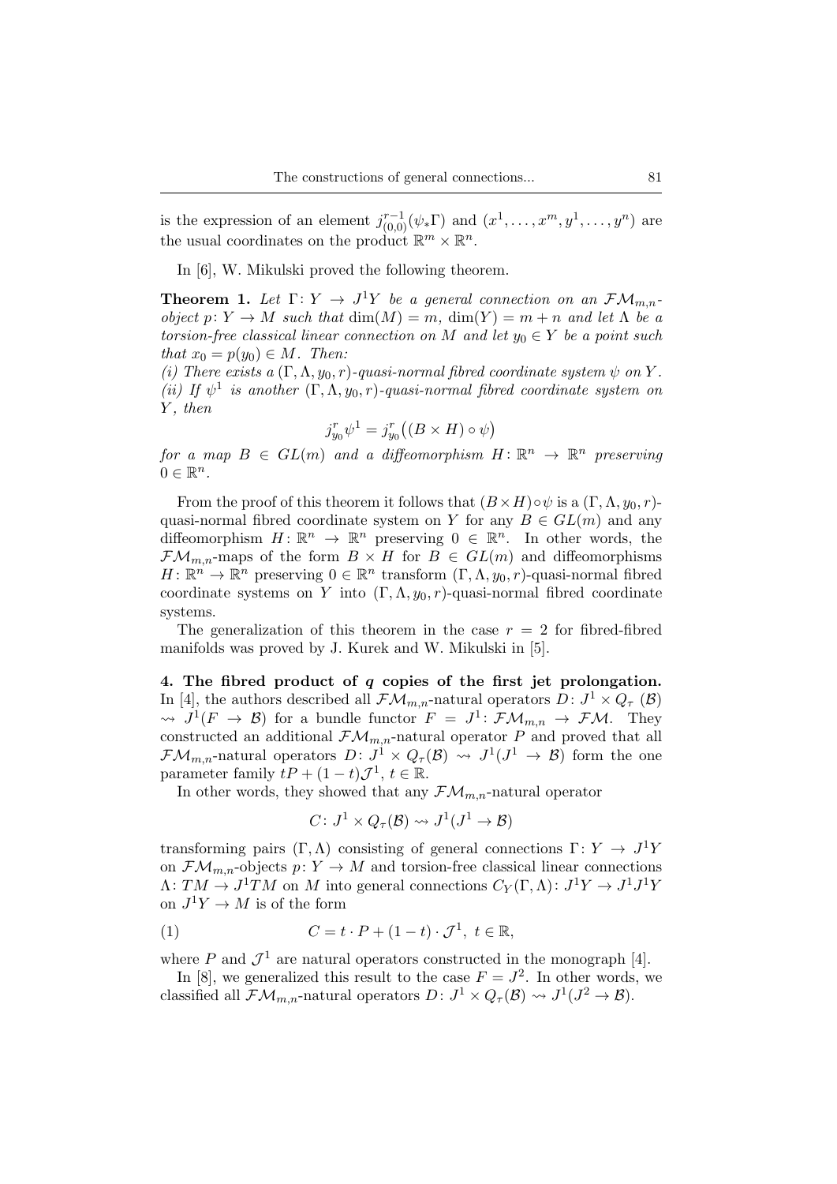is the expression of an element $j^{r-1}_{(0,0)}(\psi_*\Gamma)$ and $(x^1, \dots, x^m, y^1, \dots, y^n)$ are the usual coordinates on the product $\mathbb{R}^m \times \mathbb{R}^n$.

In [6], W. Mikulski proved the following theorem.

**Theorem 1.** *Let $\Gamma\colon Y \to J^1Y$ be a general connection on an $\mathcal{FM}_{m,n}$-object $p\colon Y \to M$ such that $\dim(M) = m$, $\dim(Y) = m + n$ and let $\Lambda$ be a torsion-free classical linear connection on $M$ and let $y_0 \in Y$ be a point such that $x_0 = p(y_0) \in M$. Then:*
*(i) There exists a $(\Gamma, \Lambda, y_0, r)$-quasi-normal fibred coordinate system $\psi$ on $Y$.*
*(ii) If $\psi^1$ is another $(\Gamma, \Lambda, y_0, r)$-quasi-normal fibred coordinate system on $Y$, then*

$$j^r_{y_0}\psi^1 = j^r_{y_0}\big((B \times H) \circ \psi\big)$$

*for a map $B \in GL(m)$ and a diffeomorphism $H\colon \mathbb{R}^n \to \mathbb{R}^n$ preserving $0 \in \mathbb{R}^n$.*

From the proof of this theorem it follows that $(B \times H) \circ \psi$ is a $(\Gamma, \Lambda, y_0, r)$-quasi-normal fibred coordinate system on $Y$ for any $B \in GL(m)$ and any diffeomorphism $H\colon \mathbb{R}^n \to \mathbb{R}^n$ preserving $0 \in \mathbb{R}^n$. In other words, the $\mathcal{FM}_{m,n}$-maps of the form $B \times H$ for $B \in GL(m)$ and diffeomorphisms $H\colon \mathbb{R}^n \to \mathbb{R}^n$ preserving $0 \in \mathbb{R}^n$ transform $(\Gamma, \Lambda, y_0, r)$-quasi-normal fibred coordinate systems on $Y$ into $(\Gamma, \Lambda, y_0, r)$-quasi-normal fibred coordinate systems.

The generalization of this theorem in the case $r = 2$ for fibred-fibred manifolds was proved by J. Kurek and W. Mikulski in [5].

**4. The fibred product of $q$ copies of the first jet prolongation.** In [4], the authors described all $\mathcal{FM}_{m,n}$-natural operators $D\colon J^1 \times Q_\tau\ (\mathcal{B}) \rightsquigarrow J^1(F \to \mathcal{B})$ for a bundle functor $F = J^1\colon \mathcal{FM}_{m,n} \to \mathcal{FM}$. They constructed an additional $\mathcal{FM}_{m,n}$-natural operator $P$ and proved that all $\mathcal{FM}_{m,n}$-natural operators $D\colon J^1 \times Q_\tau(\mathcal{B}) \rightsquigarrow J^1(J^1 \to \mathcal{B})$ form the one parameter family $tP + (1-t)\mathcal{J}^1$, $t \in \mathbb{R}$.

In other words, they showed that any $\mathcal{FM}_{m,n}$-natural operator

$$C\colon J^1 \times Q_\tau(\mathcal{B}) \rightsquigarrow J^1(J^1 \to \mathcal{B})$$

transforming pairs $(\Gamma, \Lambda)$ consisting of general connections $\Gamma\colon Y \to J^1Y$ on $\mathcal{FM}_{m,n}$-objects $p\colon Y \to M$ and torsion-free classical linear connections $\Lambda\colon TM \to J^1TM$ on $M$ into general connections $C_Y(\Gamma, \Lambda)\colon J^1Y \to J^1J^1Y$ on $J^1Y \to M$ is of the form

$$C = t \cdot P + (1-t) \cdot \mathcal{J}^1,\ t \in \mathbb{R}, \tag{1}$$

where $P$ and $\mathcal{J}^1$ are natural operators constructed in the monograph [4].

In [8], we generalized this result to the case $F = J^2$. In other words, we classified all $\mathcal{FM}_{m,n}$-natural operators $D\colon J^1 \times Q_\tau(\mathcal{B}) \rightsquigarrow J^1(J^2 \to \mathcal{B})$.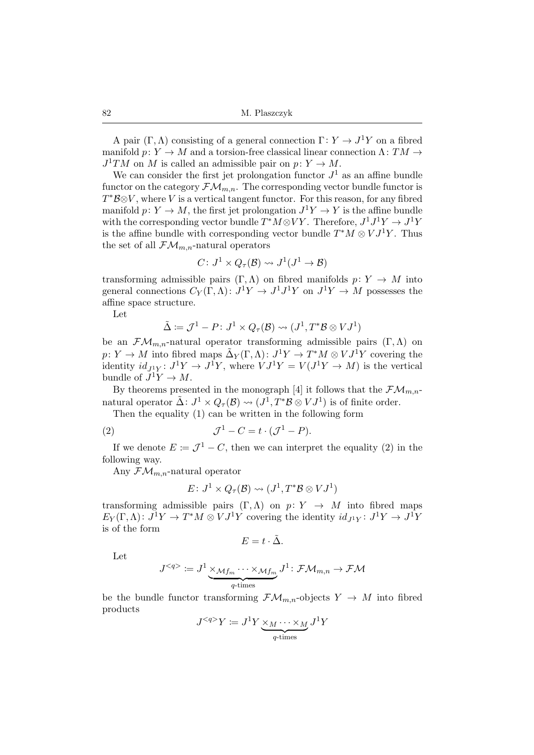A pair $(\Gamma, \Lambda)$ consisting of a general connection $\Gamma\colon Y \to J^1Y$ on a fibred manifold $p\colon Y \to M$ and a torsion-free classical linear connection $\Lambda\colon TM \to J^1TM$ on $M$ is called an admissible pair on $p\colon Y \to M$.

We can consider the first jet prolongation functor $J^1$ as an affine bundle functor on the category $\mathcal{FM}_{m,n}$. The corresponding vector bundle functor is $T^*\mathcal{B} \otimes V$, where $V$ is a vertical tangent functor. For this reason, for any fibred manifold $p\colon Y \to M$, the first jet prolongation $J^1Y \to Y$ is the affine bundle with the corresponding vector bundle $T^*M \otimes VY$. Therefore, $J^1J^1Y \to J^1Y$ is the affine bundle with corresponding vector bundle $T^*M \otimes VJ^1Y$. Thus the set of all $\mathcal{FM}_{m,n}$-natural operators

$$C\colon J^1 \times Q_\tau(\mathcal{B}) \rightsquigarrow J^1(J^1 \to \mathcal{B})$$

transforming admissible pairs $(\Gamma, \Lambda)$ on fibred manifolds $p\colon Y \to M$ into general connections $C_Y(\Gamma, \Lambda)\colon J^1Y \to J^1J^1Y$ on $J^1Y \to M$ possesses the affine space structure.

Let

$$\tilde{\Delta} \coloneqq \mathcal{J}^1 - P\colon J^1 \times Q_\tau(\mathcal{B}) \rightsquigarrow (J^1, T^*\mathcal{B} \otimes VJ^1)$$

be an $\mathcal{FM}_{m,n}$-natural operator transforming admissible pairs $(\Gamma, \Lambda)$ on $p\colon Y \to M$ into fibred maps $\tilde{\Delta}_Y(\Gamma, \Lambda)\colon J^1Y \to T^*M \otimes VJ^1Y$ covering the identity $id_{J^1Y}\colon J^1Y \to J^1Y$, where $VJ^1Y = V(J^1Y \to M)$ is the vertical bundle of $J^1Y \to M$.

By theorems presented in the monograph [4] it follows that the $\mathcal{FM}_{m,n}$-natural operator $\tilde{\Delta}\colon J^1 \times Q_\tau(\mathcal{B}) \rightsquigarrow (J^1, T^*\mathcal{B} \otimes VJ^1)$ is of finite order.

Then the equality (1) can be written in the following form

$$\mathcal{J}^1 - C = t \cdot (\mathcal{J}^1 - P). \tag{2}$$

If we denote $E \coloneqq \mathcal{J}^1 - C$, then we can interpret the equality (2) in the following way.

Any $\mathcal{FM}_{m,n}$-natural operator

$$E\colon J^1 \times Q_\tau(\mathcal{B}) \rightsquigarrow (J^1, T^*\mathcal{B} \otimes VJ^1)$$

transforming admissible pairs $(\Gamma, \Lambda)$ on $p\colon Y \to M$ into fibred maps $E_Y(\Gamma, \Lambda)\colon J^1Y \to T^*M \otimes VJ^1Y$ covering the identity $id_{J^1Y}\colon J^1Y \to J^1Y$ is of the form

$$E = t \cdot \tilde{\Delta}.$$

Let

$$J^{<q>} \coloneqq J^1 \underbrace{\times_{\mathcal{M}f_m} \cdots \times_{\mathcal{M}f_m}}_{q\text{-times}} J^1\colon \mathcal{FM}_{m,n} \to \mathcal{FM}$$

be the bundle functor transforming $\mathcal{FM}_{m,n}$-objects $Y \to M$ into fibred products

$$J^{<q>}Y \coloneqq J^1Y \underbrace{\times_M \cdots \times_M}_{q\text{-times}} J^1Y$$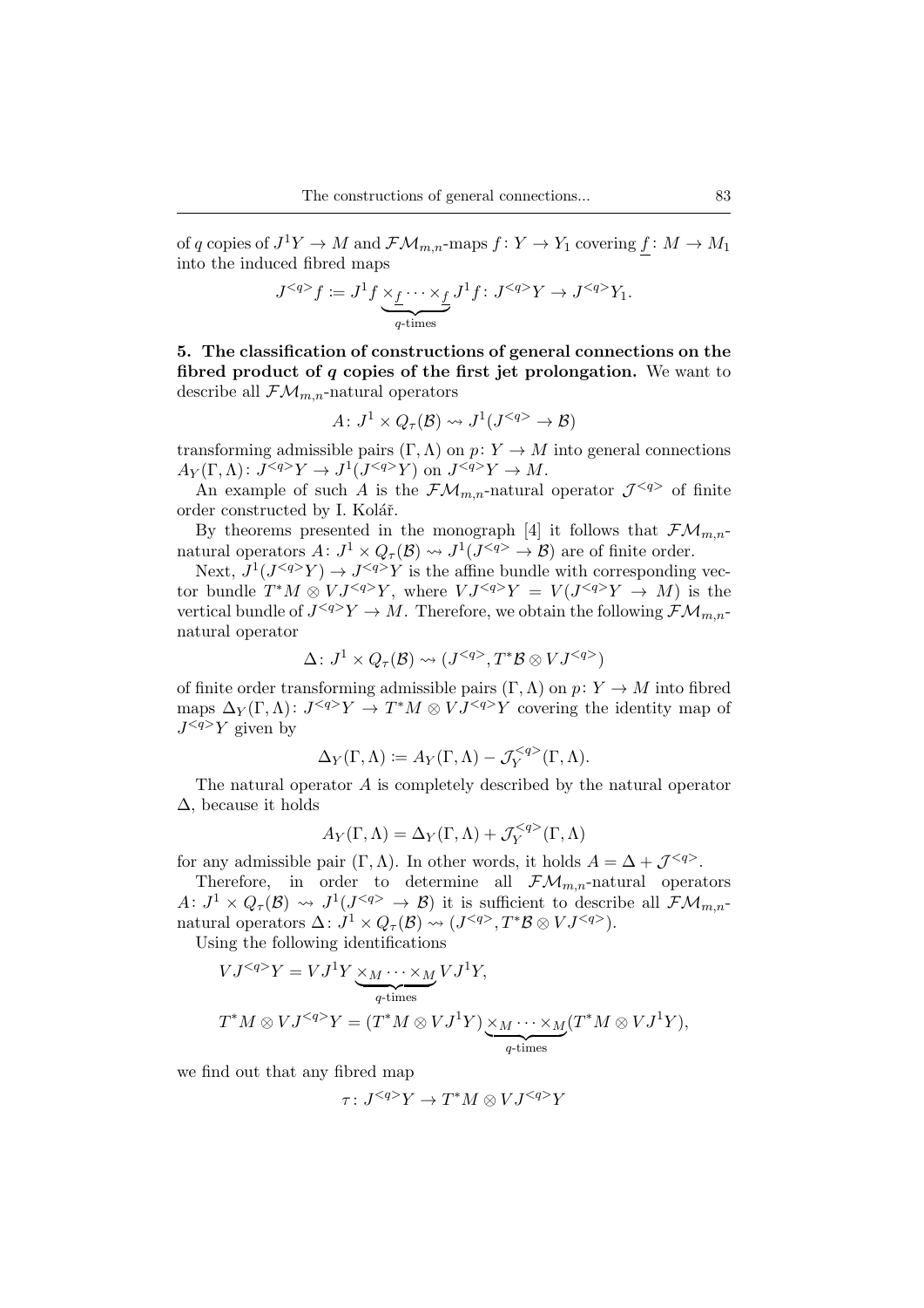of $q$ copies of $J^1Y \to M$ and $\mathcal{FM}_{m,n}$-maps $f\colon Y \to Y_1$ covering $\underline{f}\colon M \to M_1$ into the induced fibred maps

$$J^{<q>}f := \underbrace{J^1 f \times_{\underline{f}} \cdots \times_{\underline{f}}}_{q\text{-times}} J^1 f\colon J^{<q>}Y \to J^{<q>}Y_1.$$

**5. The classification of constructions of general connections on the fibred product of $q$ copies of the first jet prolongation.** We want to describe all $\mathcal{FM}_{m,n}$-natural operators

$$A\colon J^1 \times Q_\tau(\mathcal{B}) \rightsquigarrow J^1(J^{<q>} \to \mathcal{B})$$

transforming admissible pairs $(\Gamma, \Lambda)$ on $p\colon Y \to M$ into general connections $A_Y(\Gamma, \Lambda)\colon J^{<q>}Y \to J^1(J^{<q>}Y)$ on $J^{<q>}Y \to M$.

An example of such $A$ is the $\mathcal{FM}_{m,n}$-natural operator $\mathcal{J}^{<q>}$ of finite order constructed by I. Kolář.

By theorems presented in the monograph [4] it follows that $\mathcal{FM}_{m,n}$-natural operators $A\colon J^1 \times Q_\tau(\mathcal{B}) \rightsquigarrow J^1(J^{<q>} \to \mathcal{B})$ are of finite order.

Next, $J^1(J^{<q>}Y) \to J^{<q>}Y$ is the affine bundle with corresponding vector bundle $T^*M \otimes VJ^{<q>}Y$, where $VJ^{<q>}Y = V(J^{<q>}Y \to M)$ is the vertical bundle of $J^{<q>}Y \to M$. Therefore, we obtain the following $\mathcal{FM}_{m,n}$-natural operator

$$\Delta\colon J^1 \times Q_\tau(\mathcal{B}) \rightsquigarrow (J^{<q>}, T^*\mathcal{B} \otimes VJ^{<q>})$$

of finite order transforming admissible pairs $(\Gamma, \Lambda)$ on $p\colon Y \to M$ into fibred maps $\Delta_Y(\Gamma, \Lambda)\colon J^{<q>}Y \to T^*M \otimes VJ^{<q>}Y$ covering the identity map of $J^{<q>}Y$ given by

$$\Delta_Y(\Gamma, \Lambda) := A_Y(\Gamma, \Lambda) - \mathcal{J}^{<q>}_Y(\Gamma, \Lambda).$$

The natural operator $A$ is completely described by the natural operator $\Delta$, because it holds

$$A_Y(\Gamma, \Lambda) = \Delta_Y(\Gamma, \Lambda) + \mathcal{J}^{<q>}_Y(\Gamma, \Lambda)$$

for any admissible pair $(\Gamma, \Lambda)$. In other words, it holds $A = \Delta + \mathcal{J}^{<q>}$.

Therefore, in order to determine all $\mathcal{FM}_{m,n}$-natural operators $A\colon J^1 \times Q_\tau(\mathcal{B}) \rightsquigarrow J^1(J^{<q>} \to \mathcal{B})$ it is sufficient to describe all $\mathcal{FM}_{m,n}$-natural operators $\Delta\colon J^1 \times Q_\tau(\mathcal{B}) \rightsquigarrow (J^{<q>}, T^*\mathcal{B} \otimes VJ^{<q>})$.

Using the following identifications

$$VJ^{<q>}Y = VJ^1Y \underbrace{\times_M \cdots \times_M}_{q\text{-times}} VJ^1Y,$$

$$T^*M \otimes VJ^{<q>}Y = (T^*M \otimes VJ^1Y) \underbrace{\times_M \cdots \times_M}_{q\text{-times}} (T^*M \otimes VJ^1Y),$$

we find out that any fibred map

$$\tau\colon J^{<q>}Y \to T^*M \otimes VJ^{<q>}Y$$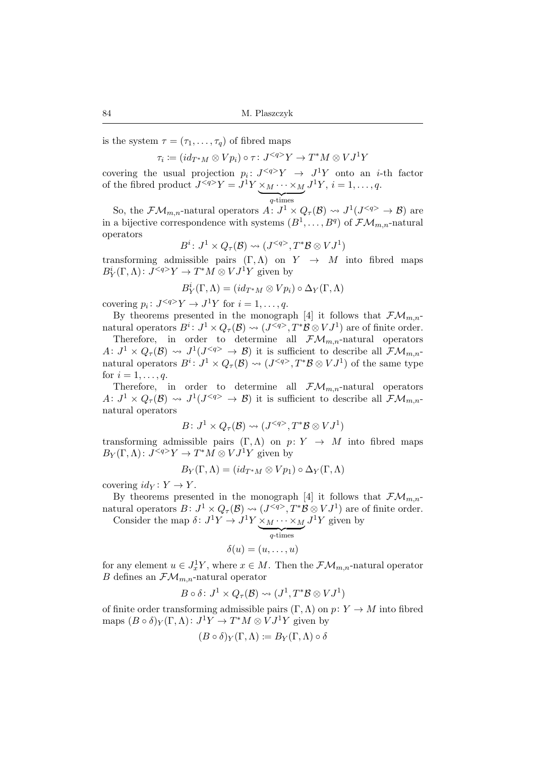is the system $\tau = (\tau_1, \dots, \tau_q)$ of fibred maps

$$\tau_i := (id_{T^*M} \otimes Vp_i) \circ \tau \colon J^{<q>}Y \to T^*M \otimes VJ^1Y$$

covering the usual projection $p_i \colon J^{<q>}Y \to J^1Y$ onto an $i$-th factor of the fibred product $J^{<q>}Y = J^1Y \underbrace{\times_M \cdots \times_M}_{q\text{-times}} J^1Y$, $i = 1, \dots, q$.

So, the $\mathcal{FM}_{m,n}$-natural operators $A \colon J^1 \times Q_\tau(\mathcal{B}) \rightsquigarrow J^1(J^{<q>} \to \mathcal{B})$ are in a bijective correspondence with systems $(B^1, \dots, B^q)$ of $\mathcal{FM}_{m,n}$-natural operators

$$B^i \colon J^1 \times Q_\tau(\mathcal{B}) \rightsquigarrow (J^{<q>}, T^*\mathcal{B} \otimes VJ^1)$$

transforming admissible pairs $(\Gamma, \Lambda)$ on $Y \to M$ into fibred maps $B^i_Y(\Gamma, \Lambda) \colon J^{<q>}Y \to T^*M \otimes VJ^1Y$ given by

$$B^i_Y(\Gamma, \Lambda) = (id_{T^*M} \otimes Vp_i) \circ \Delta_Y(\Gamma, \Lambda)$$

covering $p_i \colon J^{<q>}Y \to J^1Y$ for $i = 1, \dots, q$.

By theorems presented in the monograph [4] it follows that $\mathcal{FM}_{m,n}$-natural operators $B^i \colon J^1 \times Q_\tau(\mathcal{B}) \rightsquigarrow (J^{<q>}, T^*\mathcal{B} \otimes VJ^1)$ are of finite order.

Therefore, in order to determine all $\mathcal{FM}_{m,n}$-natural operators $A \colon J^1 \times Q_\tau(\mathcal{B}) \rightsquigarrow J^1(J^{<q>} \to \mathcal{B})$ it is sufficient to describe all $\mathcal{FM}_{m,n}$-natural operators $B^i \colon J^1 \times Q_\tau(\mathcal{B}) \rightsquigarrow (J^{<q>}, T^*\mathcal{B} \otimes VJ^1)$ of the same type for $i = 1, \dots, q$.

Therefore, in order to determine all $\mathcal{FM}_{m,n}$-natural operators $A \colon J^1 \times Q_\tau(\mathcal{B}) \rightsquigarrow J^1(J^{<q>} \to \mathcal{B})$ it is sufficient to describe all $\mathcal{FM}_{m,n}$-natural operators

$$B \colon J^1 \times Q_\tau(\mathcal{B}) \rightsquigarrow (J^{<q>}, T^*\mathcal{B} \otimes VJ^1)$$

transforming admissible pairs $(\Gamma, \Lambda)$ on $p \colon Y \to M$ into fibred maps $B_Y(\Gamma, \Lambda) \colon J^{<q>}Y \to T^*M \otimes VJ^1Y$ given by

$$B_Y(\Gamma, \Lambda) = (id_{T^*M} \otimes Vp_1) \circ \Delta_Y(\Gamma, \Lambda)$$

covering $id_Y \colon Y \to Y$.

By theorems presented in the monograph [4] it follows that $\mathcal{FM}_{m,n}$-natural operators $B \colon J^1 \times Q_\tau(\mathcal{B}) \rightsquigarrow (J^{<q>}, T^*\mathcal{B} \otimes VJ^1)$ are of finite order.

Consider the map $\delta \colon J^1Y \to J^1Y \underbrace{\times_M \cdots \times_M}_{q\text{-times}} J^1Y$ given by

$$\delta(u) = (u, \dots, u)$$

for any element $u \in J^1_xY$, where $x \in M$. Then the $\mathcal{FM}_{m,n}$-natural operator $B$ defines an $\mathcal{FM}_{m,n}$-natural operator

$$B \circ \delta \colon J^1 \times Q_\tau(\mathcal{B}) \rightsquigarrow (J^1, T^*\mathcal{B} \otimes VJ^1)$$

of finite order transforming admissible pairs $(\Gamma, \Lambda)$ on $p \colon Y \to M$ into fibred maps $(B \circ \delta)_Y(\Gamma, \Lambda) \colon J^1Y \to T^*M \otimes VJ^1Y$ given by

$$(B \circ \delta)_Y(\Gamma, \Lambda) := B_Y(\Gamma, \Lambda) \circ \delta$$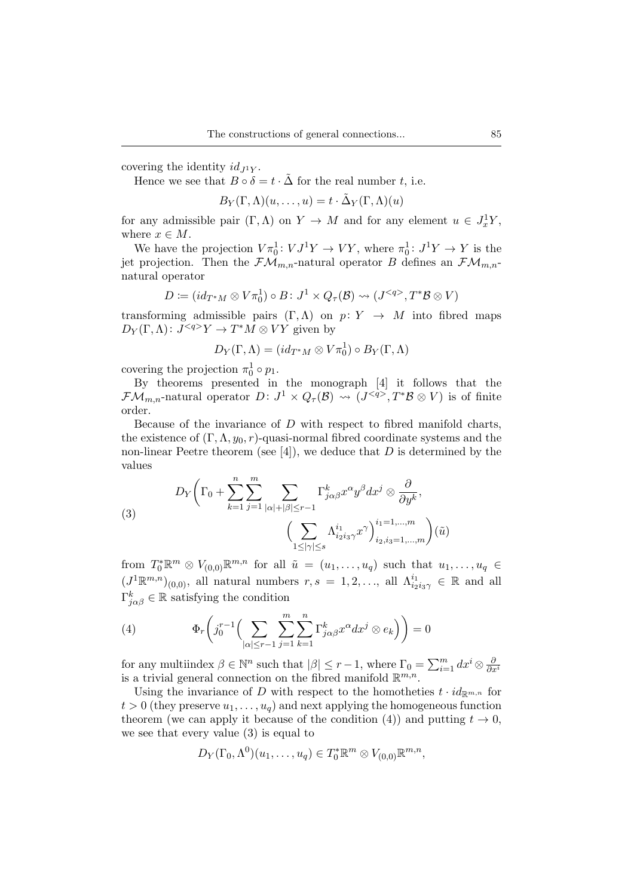covering the identity $id_{J^1Y}$.

Hence we see that $B \circ \delta = t \cdot \tilde{\Delta}$ for the real number $t$, i.e.

$$B_Y(\Gamma, \Lambda)(u, \dots, u) = t \cdot \tilde{\Delta}_Y(\Gamma, \Lambda)(u)$$

for any admissible pair $(\Gamma, \Lambda)$ on $Y \to M$ and for any element $u \in J^1_x Y$, where $x \in M$.

We have the projection $V\pi^1_0 \colon VJ^1Y \to VY$, where $\pi^1_0 \colon J^1Y \to Y$ is the jet projection. Then the $\mathcal{FM}_{m,n}$-natural operator $B$ defines an $\mathcal{FM}_{m,n}$-natural operator

$$D := (id_{T^*M} \otimes V\pi^1_0) \circ B \colon J^1 \times Q_\tau(\mathcal{B}) \rightsquigarrow (J^{<q>}, T^*\mathcal{B} \otimes V)$$

transforming admissible pairs $(\Gamma, \Lambda)$ on $p \colon Y \to M$ into fibred maps $D_Y(\Gamma, \Lambda) \colon J^{<q>}Y \to T^*M \otimes VY$ given by

$$D_Y(\Gamma, \Lambda) = (id_{T^*M} \otimes V\pi^1_0) \circ B_Y(\Gamma, \Lambda)$$

covering the projection $\pi^1_0 \circ p_1$.

By theorems presented in the monograph [4] it follows that the $\mathcal{FM}_{m,n}$-natural operator $D \colon J^1 \times Q_\tau(\mathcal{B}) \rightsquigarrow (J^{<q>}, T^*\mathcal{B} \otimes V)$ is of finite order.

Because of the invariance of $D$ with respect to fibred manifold charts, the existence of $(\Gamma, \Lambda, y_0, r)$-quasi-normal fibred coordinate systems and the non-linear Peetre theorem (see [4]), we deduce that $D$ is determined by the values

$$D_Y\biggl(\Gamma_0 + \sum_{k=1}^{n}\sum_{j=1}^{m} \sum_{|\alpha|+|\beta|\le r-1} \Gamma^k_{j\alpha\beta} x^\alpha y^\beta dx^j \otimes \frac{\partial}{\partial y^k}, \Bigl(\sum_{1\le|\gamma|\le s} \Lambda^{i_1}_{i_2 i_3 \gamma} x^\gamma\Bigr)^{i_1=1,\dots,m}_{i_2,i_3=1,\dots,m}\biggr)(\tilde{u}) \tag{3}$$

from $T^*_0\mathbb{R}^m \otimes V_{(0,0)}\mathbb{R}^{m,n}$ for all $\tilde{u} = (u_1, \dots, u_q)$ such that $u_1, \dots, u_q \in (J^1\mathbb{R}^{m,n})_{(0,0)}$, all natural numbers $r, s = 1, 2, \dots$, all $\Lambda^{i_1}_{i_2 i_3 \gamma} \in \mathbb{R}$ and all $\Gamma^k_{j\alpha\beta} \in \mathbb{R}$ satisfying the condition

$$\Phi_r\biggl(j^{r-1}_0\Bigl(\sum_{|\alpha|\le r-1}\sum_{j=1}^{m}\sum_{k=1}^{n} \Gamma^k_{j\alpha\beta} x^\alpha dx^j \otimes e_k\Bigr)\biggr) = 0 \tag{4}$$

for any multiindex $\beta \in \mathbb{N}^n$ such that $|\beta| \le r-1$, where $\Gamma_0 = \sum_{i=1}^m dx^i \otimes \frac{\partial}{\partial x^i}$ is a trivial general connection on the fibred manifold $\mathbb{R}^{m,n}$.

Using the invariance of $D$ with respect to the homotheties $t \cdot id_{\mathbb{R}^{m,n}}$ for $t > 0$ (they preserve $u_1, \dots, u_q$) and next applying the homogeneous function theorem (we can apply it because of the condition (4)) and putting $t \to 0$, we see that every value (3) is equal to

$$D_Y(\Gamma_0, \Lambda^0)(u_1, \dots, u_q) \in T^*_0\mathbb{R}^m \otimes V_{(0,0)}\mathbb{R}^{m,n},$$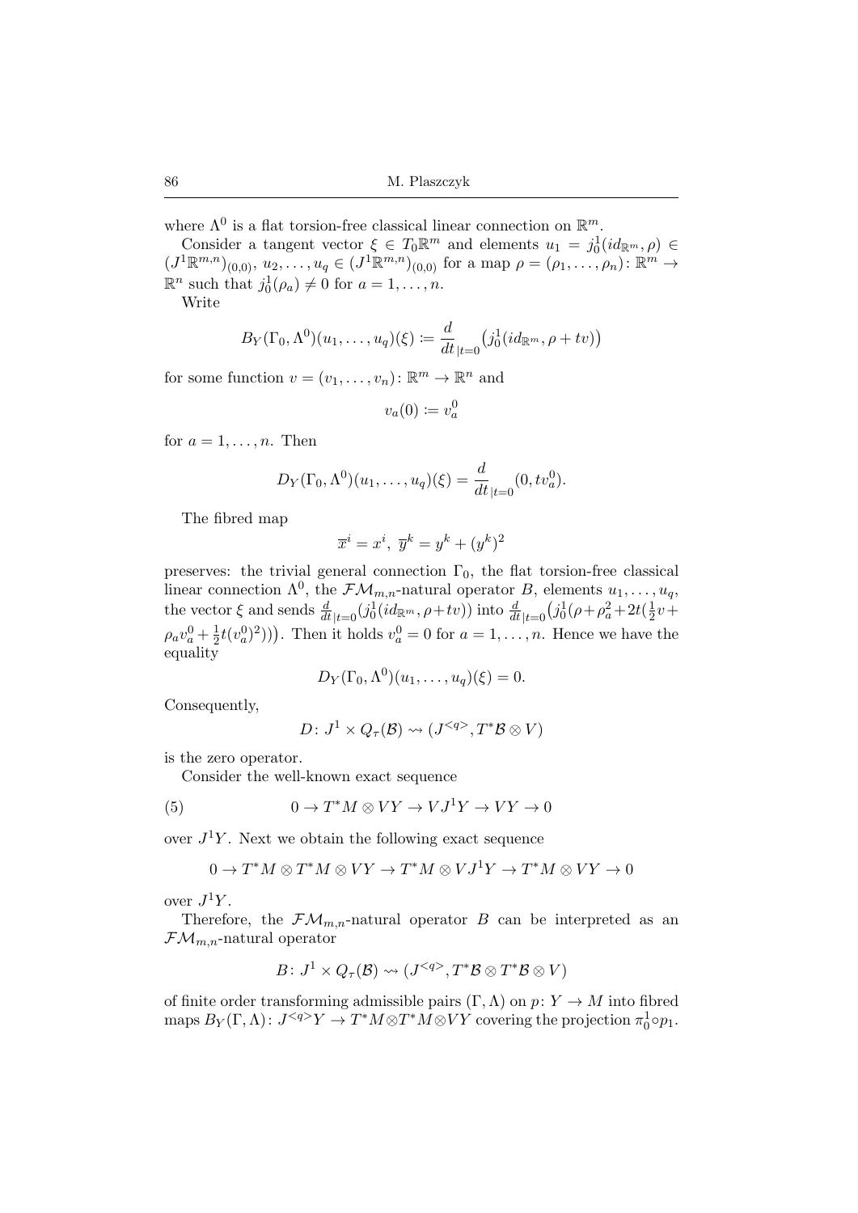where $\Lambda^0$ is a flat torsion-free classical linear connection on $\mathbb{R}^m$.

Consider a tangent vector $\xi \in T_0\mathbb{R}^m$ and elements $u_1 = j^1_0(id_{\mathbb{R}^m}, \rho) \in (J^1\mathbb{R}^{m,n})_{(0,0)}$, $u_2, \dots, u_q \in (J^1\mathbb{R}^{m,n})_{(0,0)}$ for a map $\rho = (\rho_1, \dots, \rho_n) \colon \mathbb{R}^m \to \mathbb{R}^n$ such that $j^1_0(\rho_a) \neq 0$ for $a = 1, \dots, n$.

Write

$$B_Y(\Gamma_0, \Lambda^0)(u_1, \dots, u_q)(\xi) \coloneqq \frac{d}{dt}_{|t=0}\big(j^1_0(id_{\mathbb{R}^m}, \rho + tv)\big)$$

for some function $v = (v_1, \dots, v_n) \colon \mathbb{R}^m \to \mathbb{R}^n$ and

$$v_a(0) \coloneqq v^0_a$$

for $a = 1, \dots, n$. Then

$$D_Y(\Gamma_0, \Lambda^0)(u_1, \dots, u_q)(\xi) = \frac{d}{dt}_{|t=0}(0, tv^0_a).$$

The fibred map

$$\overline{x}^i = x^i, \ \overline{y}^k = y^k + (y^k)^2$$

preserves: the trivial general connection $\Gamma_0$, the flat torsion-free classical linear connection $\Lambda^0$, the $\mathcal{FM}_{m,n}$-natural operator $B$, elements $u_1, \dots, u_q$, the vector $\xi$ and sends $\frac{d}{dt}_{|t=0}(j^1_0(id_{\mathbb{R}^m}, \rho + tv))$ into $\frac{d}{dt}_{|t=0}\big(j^1_0(\rho + \rho_a^2 + 2t(\frac{1}{2}v + \rho_a v^0_a + \frac{1}{2}t(v^0_a)^2))\big)$. Then it holds $v^0_a = 0$ for $a = 1, \dots, n$. Hence we have the equality

$$D_Y(\Gamma_0, \Lambda^0)(u_1, \dots, u_q)(\xi) = 0.$$

Consequently,

$$D \colon J^1 \times Q_\tau(\mathcal{B}) \rightsquigarrow (J^{<q>}, T^*\mathcal{B} \otimes V)$$

is the zero operator.

Consider the well-known exact sequence

$$0 \to T^*M \otimes VY \to VJ^1Y \to VY \to 0 \tag{5}$$

over $J^1Y$. Next we obtain the following exact sequence

$$0 \to T^*M \otimes T^*M \otimes VY \to T^*M \otimes VJ^1Y \to T^*M \otimes VY \to 0$$

over $J^1Y$.

Therefore, the $\mathcal{FM}_{m,n}$-natural operator $B$ can be interpreted as an $\mathcal{FM}_{m,n}$-natural operator

$$B \colon J^1 \times Q_\tau(\mathcal{B}) \rightsquigarrow (J^{<q>}, T^*\mathcal{B} \otimes T^*\mathcal{B} \otimes V)$$

of finite order transforming admissible pairs $(\Gamma, \Lambda)$ on $p \colon Y \to M$ into fibred maps $B_Y(\Gamma, \Lambda) \colon J^{<q>}Y \to T^*M \otimes T^*M \otimes VY$ covering the projection $\pi^1_0 \circ p_1$.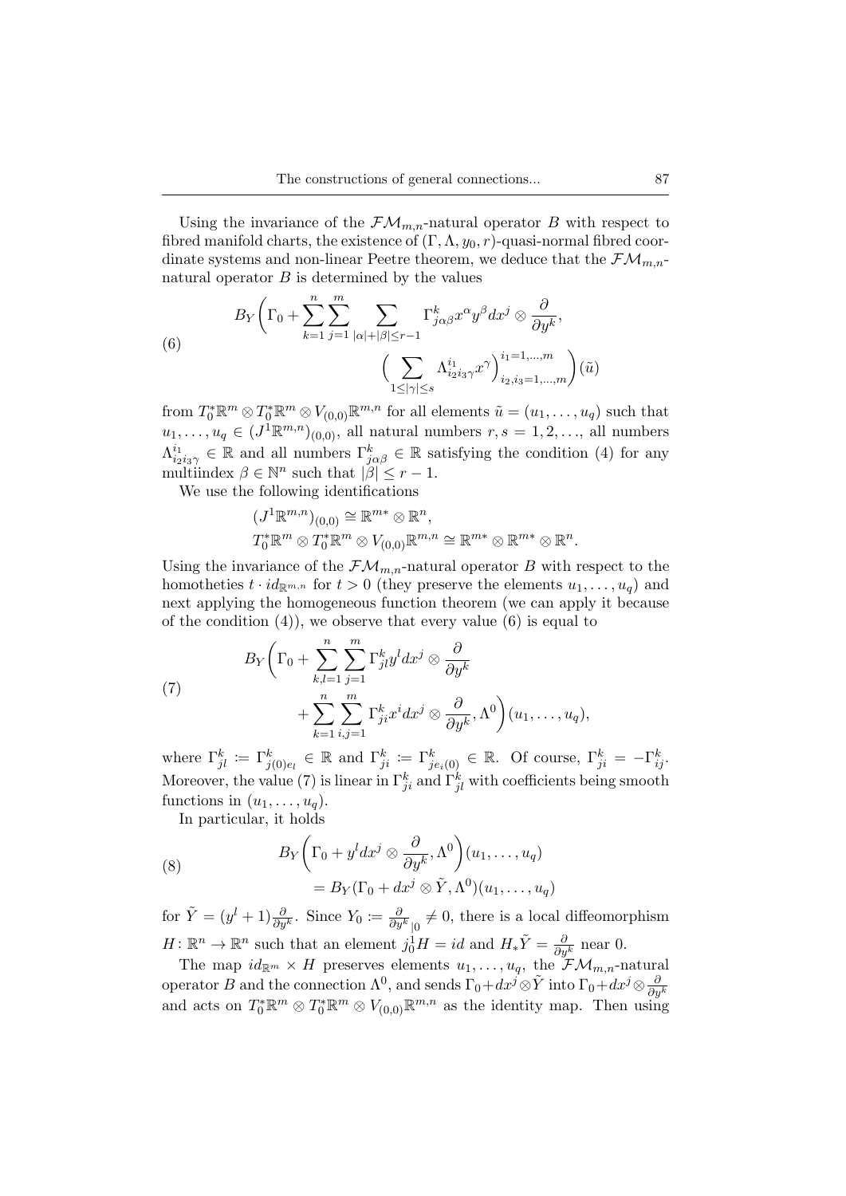Using the invariance of the $\mathcal{FM}_{m,n}$-natural operator $B$ with respect to fibred manifold charts, the existence of $(\Gamma, \Lambda, y_0, r)$-quasi-normal fibred coordinate systems and non-linear Peetre theorem, we deduce that the $\mathcal{FM}_{m,n}$-natural operator $B$ is determined by the values

$$
B_Y\bigg(\Gamma_0 + \sum_{k=1}^{n}\sum_{j=1}^{m}\sum_{|\alpha|+|\beta|\le r-1}\Gamma^k_{j\alpha\beta}x^\alpha y^\beta dx^j\otimes\frac{\partial}{\partial y^k},\\
\Big(\sum_{1\le|\gamma|\le s}\Lambda^{i_1}_{i_2i_3\gamma}x^\gamma\Big)^{i_1=1,\dots,m}_{i_2,i_3=1,\dots,m}\bigg)(\tilde u) \tag{6}
$$

from $T^*_0\mathbb{R}^m\otimes T^*_0\mathbb{R}^m\otimes V_{(0,0)}\mathbb{R}^{m,n}$ for all elements $\tilde u=(u_1,\dots,u_q)$ such that $u_1,\dots,u_q\in(J^1\mathbb{R}^{m,n})_{(0,0)}$, all natural numbers $r,s=1,2,\dots$, all numbers $\Lambda^{i_1}_{i_2i_3\gamma}\in\mathbb{R}$ and all numbers $\Gamma^k_{j\alpha\beta}\in\mathbb{R}$ satisfying the condition (4) for any multiindex $\beta\in\mathbb{N}^n$ such that $|\beta|\le r-1$.

We use the following identifications

$$
(J^1\mathbb{R}^{m,n})_{(0,0)}\cong\mathbb{R}^{m*}\otimes\mathbb{R}^n,
$$
$$
T^*_0\mathbb{R}^m\otimes T^*_0\mathbb{R}^m\otimes V_{(0,0)}\mathbb{R}^{m,n}\cong\mathbb{R}^{m*}\otimes\mathbb{R}^{m*}\otimes\mathbb{R}^n.
$$

Using the invariance of the $\mathcal{FM}_{m,n}$-natural operator $B$ with respect to the homotheties $t\cdot id_{\mathbb{R}^{m,n}}$ for $t>0$ (they preserve the elements $u_1,\dots,u_q$) and next applying the homogeneous function theorem (we can apply it because of the condition (4)), we observe that every value (6) is equal to

$$
B_Y\bigg(\Gamma_0+\sum_{k,l=1}^{n}\sum_{j=1}^{m}\Gamma^k_{jl}y^l dx^j\otimes\frac{\partial}{\partial y^k}\\
+\sum_{k=1}^{n}\sum_{i,j=1}^{m}\Gamma^k_{ji}x^i dx^j\otimes\frac{\partial}{\partial y^k},\Lambda^0\bigg)(u_1,\dots,u_q), \tag{7}
$$

where $\Gamma^k_{jl}:=\Gamma^k_{j(0)e_l}\in\mathbb{R}$ and $\Gamma^k_{ji}:=\Gamma^k_{je_i(0)}\in\mathbb{R}$. Of course, $\Gamma^k_{ji}=-\Gamma^k_{ij}$. Moreover, the value (7) is linear in $\Gamma^k_{ji}$ and $\Gamma^k_{jl}$ with coefficients being smooth functions in $(u_1,\dots,u_q)$.

In particular, it holds

$$
B_Y\bigg(\Gamma_0+y^l dx^j\otimes\frac{\partial}{\partial y^k},\Lambda^0\bigg)(u_1,\dots,u_q)\\
=B_Y(\Gamma_0+dx^j\otimes\tilde Y,\Lambda^0)(u_1,\dots,u_q) \tag{8}
$$

for $\tilde Y=(y^l+1)\frac{\partial}{\partial y^k}$. Since $Y_0:=\frac{\partial}{\partial y^k}{}_{|0}\ne 0$, there is a local diffeomorphism $H\colon\mathbb{R}^n\to\mathbb{R}^n$ such that an element $j^1_0H=id$ and $H_*\tilde Y=\frac{\partial}{\partial y^k}$ near 0.

The map $id_{\mathbb{R}^m}\times H$ preserves elements $u_1,\dots,u_q$, the $\mathcal{FM}_{m,n}$-natural operator $B$ and the connection $\Lambda^0$, and sends $\Gamma_0+dx^j\otimes\tilde Y$ into $\Gamma_0+dx^j\otimes\frac{\partial}{\partial y^k}$ and acts on $T^*_0\mathbb{R}^m\otimes T^*_0\mathbb{R}^m\otimes V_{(0,0)}\mathbb{R}^{m,n}$ as the identity map. Then using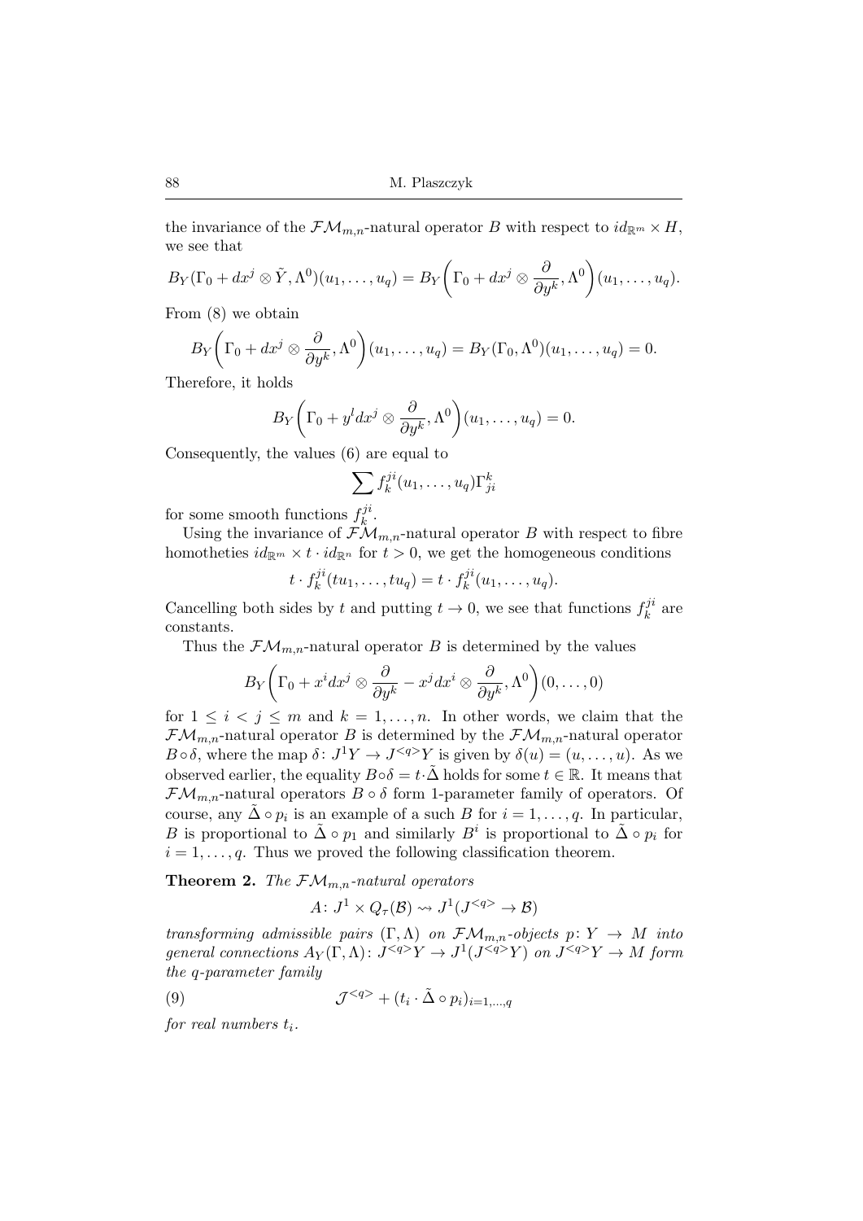the invariance of the $\mathcal{FM}_{m,n}$-natural operator $B$ with respect to $id_{\mathbb{R}^m} \times H$, we see that

$$B_Y(\Gamma_0 + dx^j \otimes \tilde{Y}, \Lambda^0)(u_1, \ldots, u_q) = B_Y\bigg(\Gamma_0 + dx^j \otimes \frac{\partial}{\partial y^k}, \Lambda^0\bigg)(u_1, \ldots, u_q).$$

From (8) we obtain

$$B_Y\bigg(\Gamma_0 + dx^j \otimes \frac{\partial}{\partial y^k}, \Lambda^0\bigg)(u_1, \ldots, u_q) = B_Y(\Gamma_0, \Lambda^0)(u_1, \ldots, u_q) = 0.$$

Therefore, it holds

$$B_Y\bigg(\Gamma_0 + y^l dx^j \otimes \frac{\partial}{\partial y^k}, \Lambda^0\bigg)(u_1, \ldots, u_q) = 0.$$

Consequently, the values (6) are equal to

$$\sum f_k^{ji}(u_1, \ldots, u_q)\Gamma_{ji}^k$$

for some smooth functions $f_k^{ji}$.

Using the invariance of $\mathcal{FM}_{m,n}$-natural operator $B$ with respect to fibre homotheties $id_{\mathbb{R}^m} \times t \cdot id_{\mathbb{R}^n}$ for $t > 0$, we get the homogeneous conditions

$$t \cdot f_k^{ji}(tu_1, \ldots, tu_q) = t \cdot f_k^{ji}(u_1, \ldots, u_q).$$

Cancelling both sides by $t$ and putting $t \to 0$, we see that functions $f_k^{ji}$ are constants.

Thus the $\mathcal{FM}_{m,n}$-natural operator $B$ is determined by the values

$$B_Y\bigg(\Gamma_0 + x^i dx^j \otimes \frac{\partial}{\partial y^k} - x^j dx^i \otimes \frac{\partial}{\partial y^k}, \Lambda^0\bigg)(0, \ldots, 0)$$

for $1 \leq i < j \leq m$ and $k = 1, \ldots, n$. In other words, we claim that the $\mathcal{FM}_{m,n}$-natural operator $B$ is determined by the $\mathcal{FM}_{m,n}$-natural operator $B \circ \delta$, where the map $\delta\colon J^1Y \to J^{<q>}Y$ is given by $\delta(u) = (u, \ldots, u)$. As we observed earlier, the equality $B \circ \delta = t \cdot \tilde{\Delta}$ holds for some $t \in \mathbb{R}$. It means that $\mathcal{FM}_{m,n}$-natural operators $B \circ \delta$ form 1-parameter family of operators. Of course, any $\tilde{\Delta} \circ p_i$ is an example of a such $B$ for $i = 1, \ldots, q$. In particular, $B$ is proportional to $\tilde{\Delta} \circ p_1$ and similarly $B^i$ is proportional to $\tilde{\Delta} \circ p_i$ for $i = 1, \ldots, q$. Thus we proved the following classification theorem.

**Theorem 2.** *The $\mathcal{FM}_{m,n}$-natural operators*

$$A\colon J^1 \times Q_\tau(\mathcal{B}) \rightsquigarrow J^1(J^{<q>} \to \mathcal{B})$$

*transforming admissible pairs $(\Gamma, \Lambda)$ on $\mathcal{FM}_{m,n}$-objects $p\colon Y \to M$ into general connections $A_Y(\Gamma, \Lambda)\colon J^{<q>}Y \to J^1(J^{<q>}Y)$ on $J^{<q>}Y \to M$ form the $q$-parameter family*

$$\mathcal{J}^{<q>} + (t_i \cdot \tilde{\Delta} \circ p_i)_{i=1,\ldots,q} \tag{9}$$

*for real numbers $t_i$.*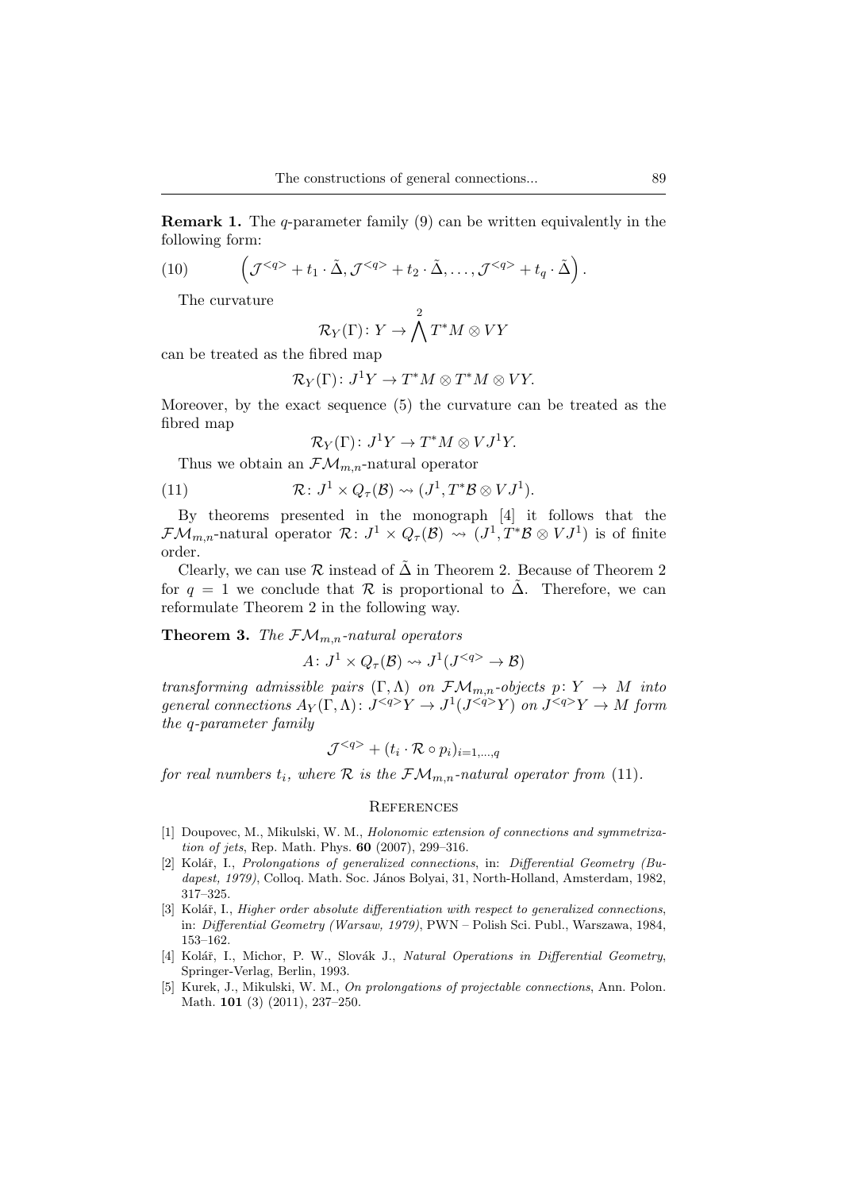**Remark 1.** The $q$-parameter family (9) can be written equivalently in the following form:

$$\left(\mathcal{J}^{<q>} + t_1 \cdot \tilde{\Delta}, \mathcal{J}^{<q>} + t_2 \cdot \tilde{\Delta}, \ldots, \mathcal{J}^{<q>} + t_q \cdot \tilde{\Delta}\right). \tag{10}$$

The curvature

$$\mathcal{R}_Y(\Gamma)\colon Y \to \bigwedge^2 T^*M \otimes VY$$

can be treated as the fibred map

$$\mathcal{R}_Y(\Gamma)\colon J^1Y \to T^*M \otimes T^*M \otimes VY.$$

Moreover, by the exact sequence (5) the curvature can be treated as the fibred map

$$\mathcal{R}_Y(\Gamma)\colon J^1Y \to T^*M \otimes VJ^1Y.$$

Thus we obtain an $\mathcal{FM}_{m,n}$-natural operator

$$\mathcal{R}\colon J^1 \times Q_\tau(\mathcal{B}) \rightsquigarrow (J^1, T^*\mathcal{B} \otimes VJ^1). \tag{11}$$

By theorems presented in the monograph [4] it follows that the $\mathcal{FM}_{m,n}$-natural operator $\mathcal{R}\colon J^1 \times Q_\tau(\mathcal{B}) \rightsquigarrow (J^1, T^*\mathcal{B} \otimes VJ^1)$ is of finite order.

Clearly, we can use $\mathcal{R}$ instead of $\tilde{\Delta}$ in Theorem 2. Because of Theorem 2 for $q = 1$ we conclude that $\mathcal{R}$ is proportional to $\tilde{\Delta}$. Therefore, we can reformulate Theorem 2 in the following way.

**Theorem 3.** *The $\mathcal{FM}_{m,n}$-natural operators*

$$A\colon J^1 \times Q_\tau(\mathcal{B}) \rightsquigarrow J^1(J^{<q>} \to \mathcal{B})$$

*transforming admissible pairs $(\Gamma, \Lambda)$ on $\mathcal{FM}_{m,n}$-objects $p\colon Y \to M$ into general connections $A_Y(\Gamma, \Lambda)\colon J^{<q>}Y \to J^1(J^{<q>}Y)$ on $J^{<q>}Y \to M$ form the $q$-parameter family*

$$\mathcal{J}^{<q>} + (t_i \cdot \mathcal{R} \circ p_i)_{i=1,\ldots,q}$$

*for real numbers $t_i$, where $\mathcal{R}$ is the $\mathcal{FM}_{m,n}$-natural operator from* (11).

## References

[1] Doupovec, M., Mikulski, W. M., *Holonomic extension of connections and symmetrization of jets*, Rep. Math. Phys. **60** (2007), 299–316.

[2] Kolář, I., *Prolongations of generalized connections*, in: *Differential Geometry (Budapest, 1979)*, Colloq. Math. Soc. János Bolyai, 31, North-Holland, Amsterdam, 1982, 317–325.

[3] Kolář, I., *Higher order absolute differentiation with respect to generalized connections*, in: *Differential Geometry (Warsaw, 1979)*, PWN – Polish Sci. Publ., Warszawa, 1984, 153–162.

[4] Kolář, I., Michor, P. W., Slovák J., *Natural Operations in Differential Geometry*, Springer-Verlag, Berlin, 1993.

[5] Kurek, J., Mikulski, W. M., *On prolongations of projectable connections*, Ann. Polon. Math. **101** (3) (2011), 237–250.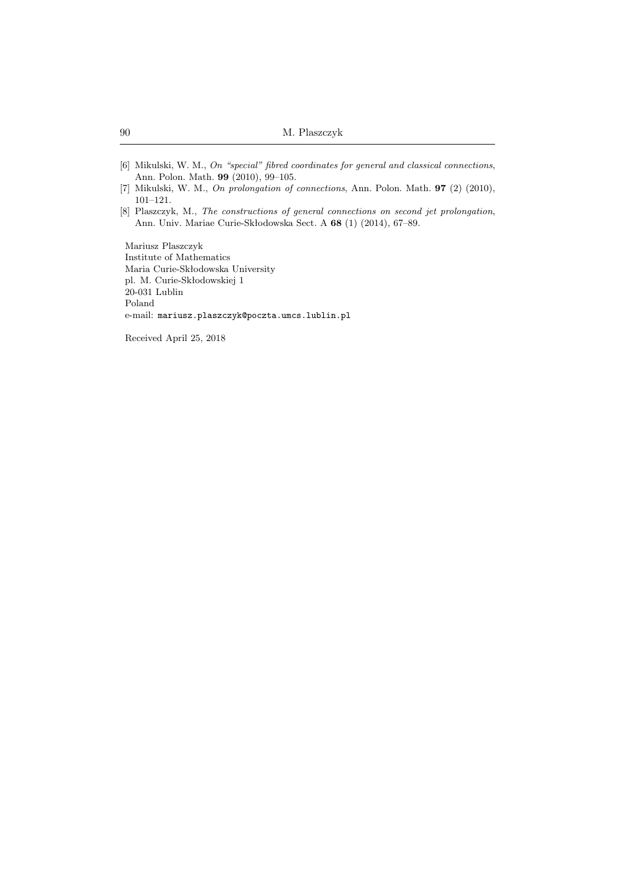[6] Mikulski, W. M., *On "special" fibred coordinates for general and classical connections*, Ann. Polon. Math. **99** (2010), 99–105.

[7] Mikulski, W. M., *On prolongation of connections*, Ann. Polon. Math. **97** (2) (2010), 101–121.

[8] Plaszczyk, M., *The constructions of general connections on second jet prolongation*, Ann. Univ. Mariae Curie-Skłodowska Sect. A **68** (1) (2014), 67–89.

Mariusz Plaszczyk
Institute of Mathematics
Maria Curie-Skłodowska University
pl. M. Curie-Skłodowskiej 1
20-031 Lublin
Poland
e-mail: `mariusz.plaszczyk@poczta.umcs.lublin.pl`

Received April 25, 2018